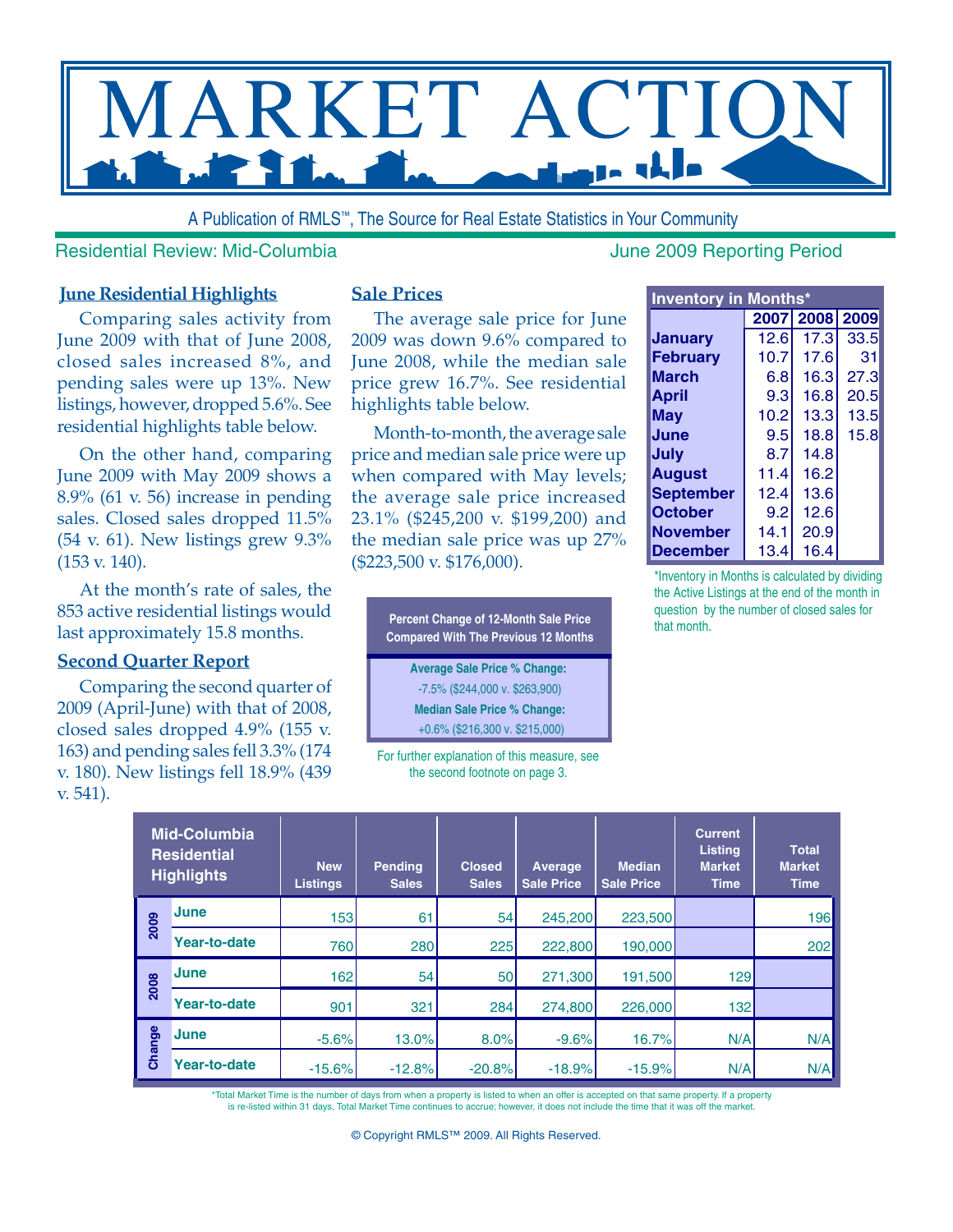# MARKET ACTION

A Publication of RMLS™, The Source for Real Estate Statistics in Your Community

Residential Review: Mid-Columbia

June 2009 Reporting Period

## June Residential Highlights

Comparing sales activity from June 2009 with that of June 2008, closed sales increased 8%, and pending sales were up 13%. New listings, however, dropped 5.6%. See residential highlights table below.

On the other hand, comparing June 2009 with May 2009 shows a 8.9% (61 v. 56) increase in pending sales. Closed sales dropped 11.5% (54 v. 61). New listings grew 9.3% (153 v. 140).

At the month's rate of sales, the 853 active residential listings would last approximately 15.8 months.

## Second Quarter Report

Comparing the second quarter of 2009 (April-June) with that of 2008, closed sales dropped 4.9% (155 v. 163) and pending sales fell 3.3% (174 v. 180). New listings fell 18.9% (439 v. 541).

## Sale Prices

The average sale price for June 2009 was down 9.6% compared to June 2008, while the median sale price grew 16.7%. See residential highlights table below.

Month-to-month, the average sale price and median sale price were up when compared with May levels; the average sale price increased 23.1% ($245,200 v. $199,200) and the median sale price was up 27% ($223,500 v. $176,000).

**Percent Change of 12-Month Sale Price Compared With The Previous 12 Months**

**Average Sale Price % Change:**
-7.5% ($244,000 v. $263,900)

**Median Sale Price % Change:**
+0.6% ($216,300 v. $215,000)

For further explanation of this measure, see the second footnote on page 3.

**Inventory in Months***

| | 2007 | 2008 | 2009 |
|---|---|---|---|
| January | 12.6 | 17.3 | 33.5 |
| February | 10.7 | 17.6 | 31 |
| March | 6.8 | 16.3 | 27.3 |
| April | 9.3 | 16.8 | 20.5 |
| May | 10.2 | 13.3 | 13.5 |
| June | 9.5 | 18.8 | 15.8 |
| July | 8.7 | 14.8 | |
| August | 11.4 | 16.2 | |
| September | 12.4 | 13.6 | |
| October | 9.2 | 12.6 | |
| November | 14.1 | 20.9 | |
| December | 13.4 | 16.4 | |

*Inventory in Months is calculated by dividing the Active Listings at the end of the month in question by the number of closed sales for that month.

| Mid-Columbia Residential Highlights | | New Listings | Pending Sales | Closed Sales | Average Sale Price | Median Sale Price | Current Listing Market Time | Total Market Time |
|---|---|---|---|---|---|---|---|---|
| 2009 | June | 153 | 61 | 54 | 245,200 | 223,500 | | 196 |
| | Year-to-date | 760 | 280 | 225 | 222,800 | 190,000 | | 202 |
| 2008 | June | 162 | 54 | 50 | 271,300 | 191,500 | 129 | |
| | Year-to-date | 901 | 321 | 284 | 274,800 | 226,000 | 132 | |
| Change | June | -5.6% | 13.0% | 8.0% | -9.6% | 16.7% | N/A | N/A |
| | Year-to-date | -15.6% | -12.8% | -20.8% | -18.9% | -15.9% | N/A | N/A |

*Total Market Time is the number of days from when a property is listed to when an offer is accepted on that same property. If a property is re-listed within 31 days, Total Market Time continues to accrue; however, it does not include the time that it was off the market.

© Copyright RMLS™ 2009. All Rights Reserved.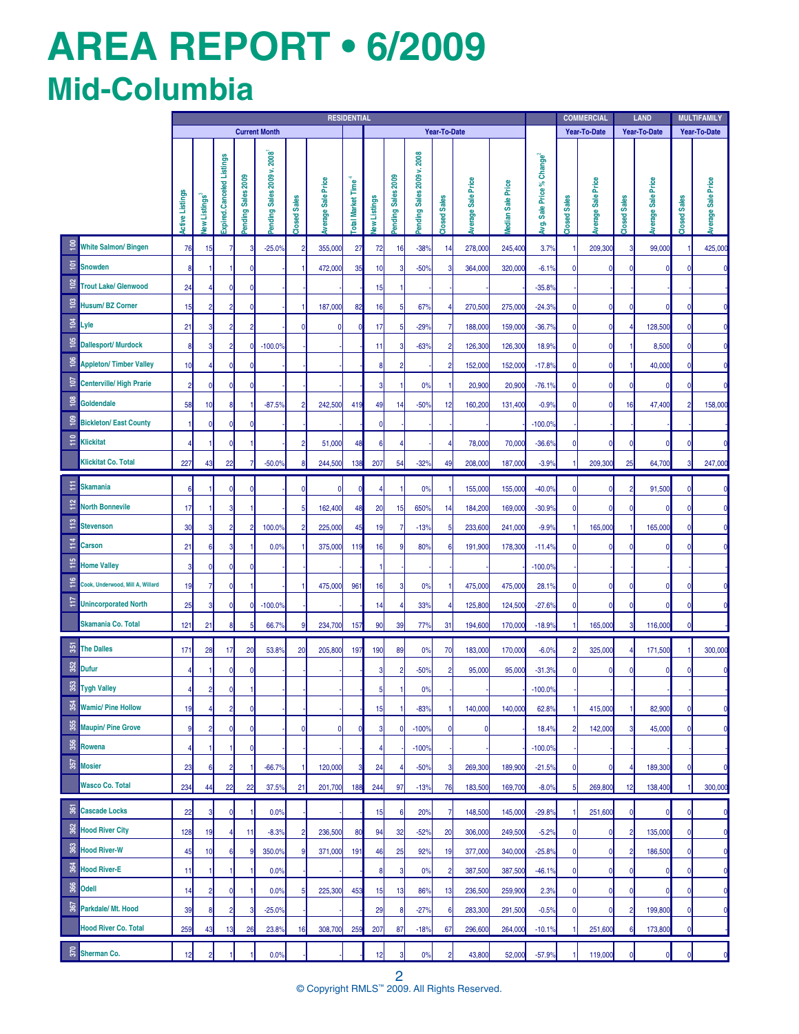# AREA REPORT • 6/2009

## Mid-Columbia

| | | RESIDENTIAL | | | | | | | | | | | | | | | | COMMERCIAL | | LAND | | MULTIFAMILY | |
|---|---|---|---|---|---|---|---|---|---|---|---|---|---|---|---|---|---|---|---|---|---|---|---|
| | | Current Month | | | | | | | | Year-To-Date | | | | | | | | Year-To-Date | | Year-To-Date | | Year-To-Date | |
| | | Active Listings | New Listings[3] | Expired.Canceled Listings | Pending Sales 2009 | Pending Sales 2009 v. 2008[1] | Closed Sales | Average Sale Price | Total Market Time[4] | New Listings | Pending Sales 2009 | Pending Sales 2009 v. 2008 | Closed Sales | Average Sale Price | Median Sale Price | Avg. Sale Price % Change[2] | Closed Sales | Average Sale Price | Closed Sales | Average Sale Price | Closed Sales | Average Sale Price |
| 100 | White Salmon/ Bingen | 76 | 15 | 7 | 3 | -25.0% | 2 | 355,000 | 27 | 72 | 16 | -38% | 14 | 278,000 | 245,400 | 3.7% | 1 | 209,300 | 3 | 99,000 | 1 | 425,000 |
| 101 | Snowden | 8 | 1 | 1 | 0 | - | 1 | 472,000 | 35 | 10 | 3 | -50% | 3 | 364,000 | 320,000 | -6.1% | 0 | 0 | 0 | 0 | 0 | 0 |
| 102 | Trout Lake/ Glenwood | 24 | 4 | 0 | 0 | - | - | - | - | 15 | 1 | - | - | - | - | -35.8% | - | - | - | - | - | - |
| 103 | Husum/ BZ Corner | 15 | 2 | 2 | 0 | - | 1 | 187,000 | 82 | 16 | 5 | 67% | 4 | 270,500 | 275,000 | -24.3% | 0 | 0 | 0 | 0 | 0 | 0 |
| 104 | Lyle | 21 | 3 | 2 | 2 | - | 0 | 0 | 0 | 17 | 5 | -29% | 7 | 188,000 | 159,000 | -36.7% | 0 | 0 | 4 | 128,500 | 0 | 0 |
| 105 | Dallesport/ Murdock | 8 | 3 | 2 | 0 | -100.0% | - | - | - | 11 | 3 | -63% | 2 | 126,300 | 126,300 | 18.9% | 0 | 0 | 1 | 8,500 | 0 | 0 |
| 106 | Appleton/ Timber Valley | 10 | 4 | 0 | 0 | - | - | - | - | 8 | 2 | - | 2 | 152,000 | 152,000 | -17.8% | 0 | 0 | 1 | 40,000 | 0 | 0 |
| 107 | Centerville/ High Prarie | 2 | 0 | 0 | 0 | - | - | - | - | 3 | 1 | 0% | 1 | 20,900 | 20,900 | -76.1% | 0 | 0 | 0 | 0 | 0 | 0 |
| 108 | Goldendale | 58 | 10 | 8 | 1 | -87.5% | 2 | 242,500 | 419 | 49 | 14 | -50% | 12 | 160,200 | 131,400 | -0.9% | 0 | 0 | 16 | 47,400 | 2 | 158,000 |
| 109 | Bickleton/ East County | 1 | 0 | 0 | 0 | - | - | - | - | 0 | - | - | - | - | - | -100.0% | - | - | - | - | - | - |
| 110 | Klickitat | 4 | 1 | 0 | 1 | - | 2 | 51,000 | 48 | 6 | 4 | - | 4 | 78,000 | 70,000 | -36.6% | 0 | 0 | 0 | 0 | 0 | 0 |
| | Klickitat Co. Total | 227 | 43 | 22 | 7 | -50.0% | 8 | 244,500 | 138 | 207 | 54 | -32% | 49 | 208,000 | 187,000 | -3.9% | 1 | 209,300 | 25 | 64,700 | 3 | 247,000 |
| 111 | Skamania | 6 | 1 | 0 | 0 | - | 0 | 0 | 0 | 4 | 1 | 0% | 1 | 155,000 | 155,000 | -40.0% | 0 | 0 | 2 | 91,500 | 0 | 0 |
| 112 | North Bonnevile | 17 | 1 | 3 | 1 | - | 5 | 162,400 | 48 | 20 | 15 | 650% | 14 | 184,200 | 169,000 | -30.9% | 0 | 0 | 0 | 0 | 0 | 0 |
| 113 | Stevenson | 30 | 3 | 2 | 2 | 100.0% | 2 | 225,000 | 45 | 19 | 7 | -13% | 5 | 233,600 | 241,000 | -9.9% | 1 | 165,000 | 1 | 165,000 | 0 | 0 |
| 114 | Carson | 21 | 6 | 3 | 1 | 0.0% | 1 | 375,000 | 119 | 16 | 9 | 80% | 6 | 191,900 | 178,300 | -11.4% | 0 | 0 | 0 | 0 | 0 | 0 |
| 115 | Home Valley | 3 | 0 | 0 | 0 | - | - | - | - | 1 | - | - | - | - | - | -100.0% | - | - | - | - | - | - |
| 116 | Cook, Underwood, Mill A, Willard | 19 | 7 | 0 | 1 | - | 1 | 475,000 | 961 | 16 | 3 | 0% | 1 | 475,000 | 475,000 | 28.1% | 0 | 0 | 0 | 0 | 0 | 0 |
| 117 | Unincorporated North | 25 | 3 | 0 | 0 | -100.0% | - | - | - | 14 | 4 | 33% | 4 | 125,800 | 124,500 | -27.6% | 0 | 0 | 0 | 0 | 0 | 0 |
| | Skamania Co. Total | 121 | 21 | 8 | 5 | 66.7% | 9 | 234,700 | 157 | 90 | 39 | 77% | 31 | 194,600 | 170,000 | -18.9% | 1 | 165,000 | 3 | 116,000 | 0 | - |
| 351 | The Dalles | 171 | 28 | 17 | 20 | 53.8% | 20 | 205,800 | 197 | 190 | 89 | 0% | 70 | 183,000 | 170,000 | -6.0% | 2 | 325,000 | 4 | 171,500 | 1 | 300,000 |
| 352 | Dufur | 4 | 1 | 0 | 0 | - | - | - | - | 3 | 2 | -50% | 2 | 95,000 | 95,000 | -31.3% | 0 | 0 | 0 | 0 | 0 | 0 |
| 353 | Tygh Valley | 4 | 2 | 0 | 1 | - | - | - | - | 5 | 1 | 0% | - | - | - | -100.0% | - | - | - | - | - | - |
| 354 | Wamic/ Pine Hollow | 19 | 4 | 2 | 0 | - | - | - | - | 15 | 1 | -83% | 1 | 140,000 | 140,000 | 62.8% | 1 | 415,000 | 1 | 82,900 | 0 | 0 |
| 355 | Maupin/ Pine Grove | 9 | 2 | 0 | 0 | - | 0 | 0 | 0 | 3 | 0 | -100% | 0 | 0 | - | 18.4% | 2 | 142,000 | 3 | 45,000 | 0 | 0 |
| 356 | Rowena | 4 | 1 | 1 | 0 | - | - | - | - | 4 | - | -100% | - | - | - | -100.0% | - | - | - | - | - | - |
| 357 | Mosier | 23 | 6 | 2 | 1 | -66.7% | 1 | 120,000 | 3 | 24 | 4 | -50% | 3 | 269,300 | 189,900 | -21.5% | 0 | 0 | 4 | 189,300 | 0 | 0 |
| | Wasco Co. Total | 234 | 44 | 22 | 22 | 37.5% | 21 | 201,700 | 188 | 244 | 97 | -13% | 76 | 183,500 | 169,700 | -8.0% | 5 | 269,800 | 12 | 138,400 | 1 | 300,000 |
| 361 | Cascade Locks | 22 | 3 | 0 | 1 | 0.0% | - | - | - | 15 | 6 | 20% | 7 | 148,500 | 145,000 | -29.8% | 1 | 251,600 | 0 | 0 | 0 | 0 |
| 362 | Hood River City | 128 | 19 | 4 | 11 | -8.3% | 2 | 236,500 | 80 | 94 | 32 | -52% | 20 | 306,000 | 249,500 | -5.2% | 0 | 0 | 2 | 135,000 | 0 | 0 |
| 363 | Hood River-W | 45 | 10 | 6 | 9 | 350.0% | 9 | 371,000 | 191 | 46 | 25 | 92% | 19 | 377,000 | 340,000 | -25.8% | 0 | 0 | 2 | 186,500 | 0 | 0 |
| 364 | Hood River-E | 11 | 1 | 1 | 1 | 0.0% | - | - | - | 8 | 3 | 0% | 2 | 387,500 | 387,500 | -46.1% | 0 | 0 | 0 | 0 | 0 | 0 |
| 366 | Odell | 14 | 2 | 0 | 1 | 0.0% | 5 | 225,300 | 453 | 15 | 13 | 86% | 13 | 236,500 | 259,900 | 2.3% | 0 | 0 | 0 | 0 | 0 | 0 |
| 367 | Parkdale/ Mt. Hood | 39 | 8 | 2 | 3 | -25.0% | - | - | - | 29 | 8 | -27% | 6 | 283,300 | 291,500 | -0.5% | 0 | 0 | 2 | 199,800 | 0 | 0 |
| | Hood River Co. Total | 259 | 43 | 13 | 26 | 23.8% | 16 | 308,700 | 259 | 207 | 87 | -18% | 67 | 296,600 | 264,000 | -10.1% | 1 | 251,600 | 6 | 173,800 | 0 | - |
| 370 | Sherman Co. | 12 | 2 | 1 | 1 | 0.0% | - | - | - | 12 | 3 | 0% | 2 | 43,800 | 52,000 | -57.9% | 1 | 119,000 | 0 | 0 | 0 | 0 |

© Copyright RMLS™ 2009. All Rights Reserved.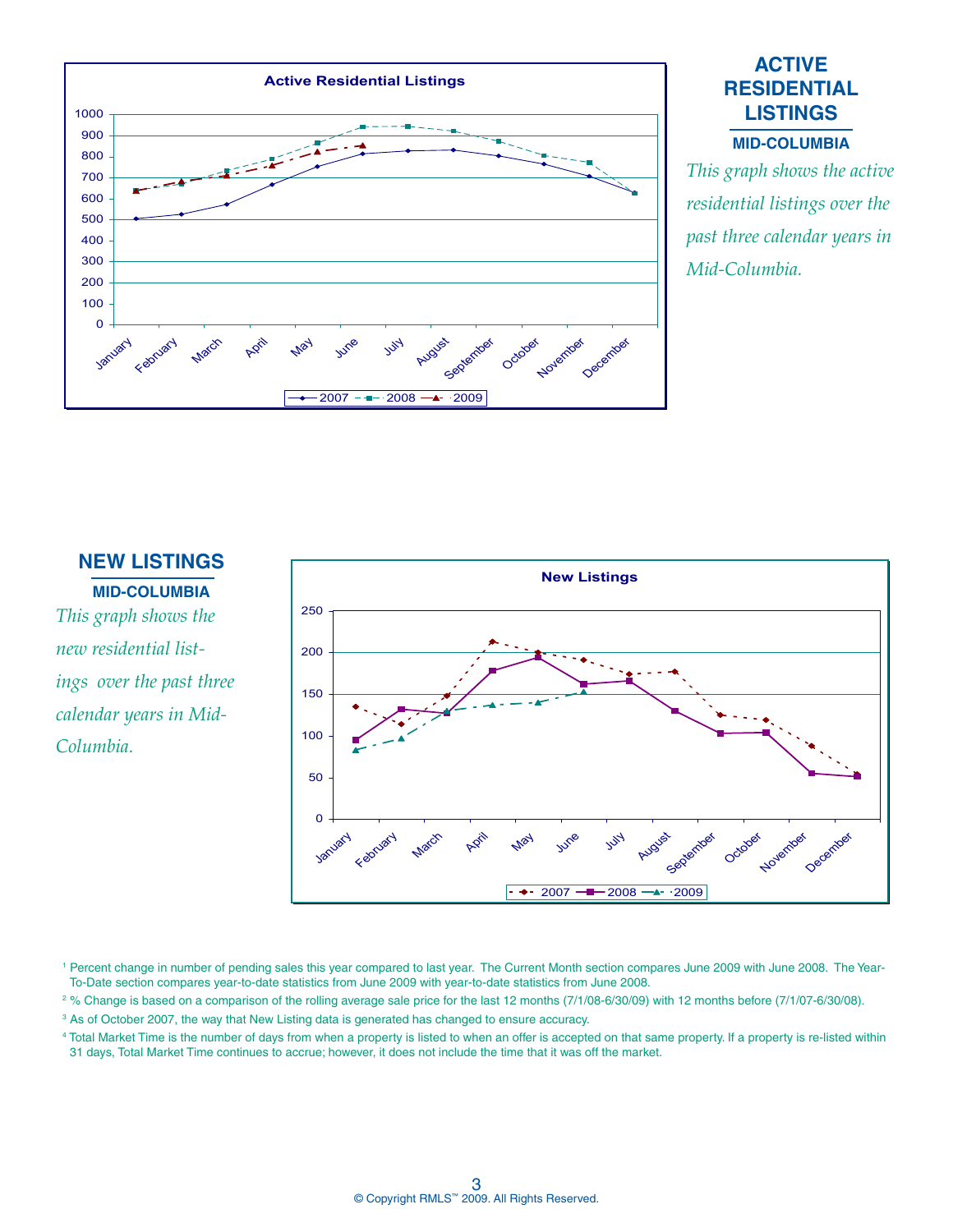## ACTIVE RESIDENTIAL LISTINGS

### MID-COLUMBIA

*This graph shows the active residential listings over the past three calendar years in Mid-Columbia.*

## NEW LISTINGS

### MID-COLUMBIA

*This graph shows the new residential listings over the past three calendar years in Mid-Columbia.*

[1] Percent change in number of pending sales this year compared to last year. The Current Month section compares June 2009 with June 2008. The Year-To-Date section compares year-to-date statistics from June 2009 with year-to-date statistics from June 2008.

[2] % Change is based on a comparison of the rolling average sale price for the last 12 months (7/1/08-6/30/09) with 12 months before (7/1/07-6/30/08).

[3] As of October 2007, the way that New Listing data is generated has changed to ensure accuracy.

[4] Total Market Time is the number of days from when a property is listed to when an offer is accepted on that same property. If a property is re-listed within 31 days, Total Market Time continues to accrue; however, it does not include the time that it was off the market.

© Copyright RMLS™ 2009. All Rights Reserved.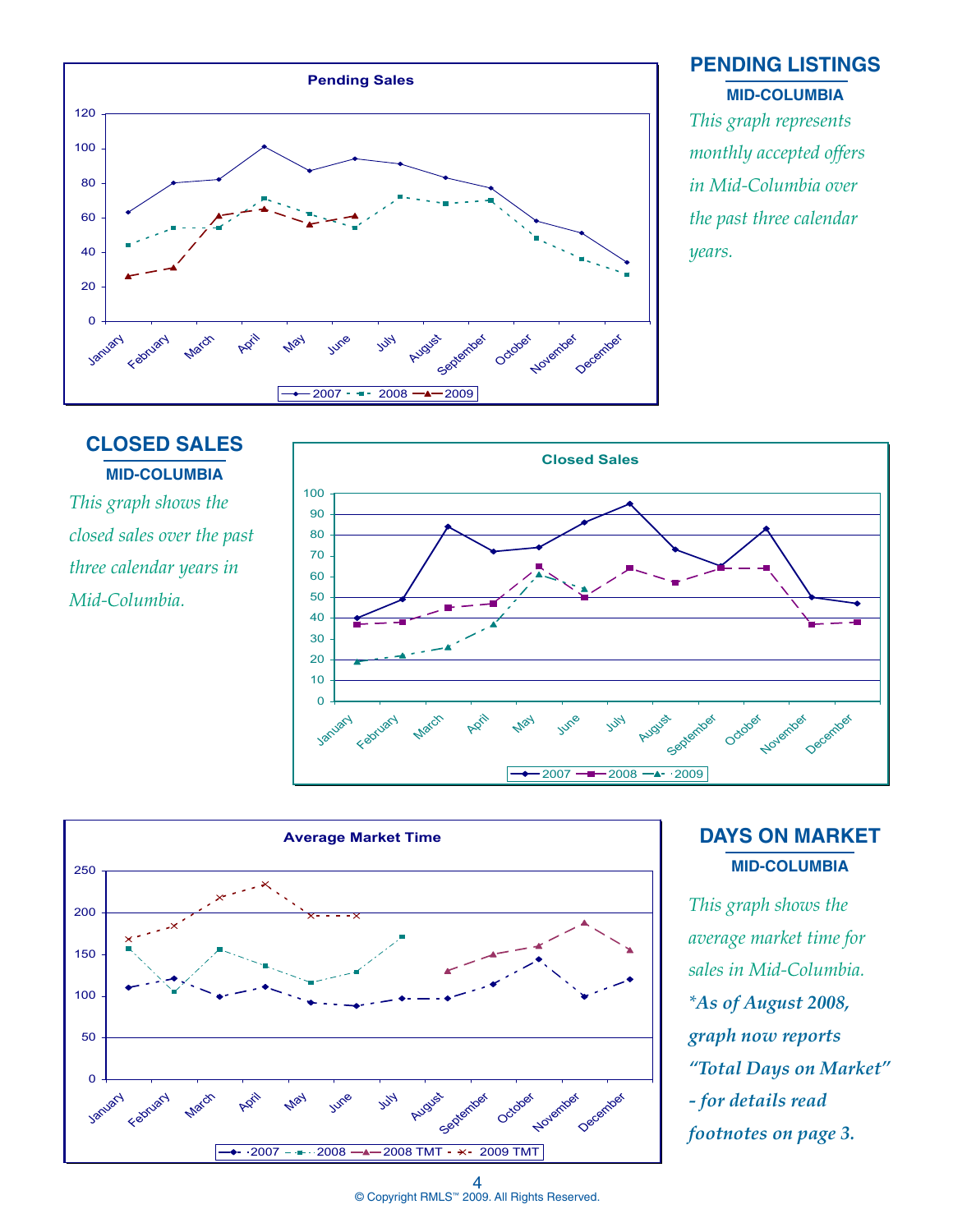## PENDING LISTINGS

### MID-COLUMBIA

*This graph represents monthly accepted offers in Mid-Columbia over the past three calendar years.*

**Pending Sales**

| Month | 2007 | 2008 | 2009 |
|---|---|---|---|
| January | 63 | 44 | 26 |
| February | 80 | 54 | 31 |
| March | 82 | 54 | 61 |
| April | 101 | 71 | 65 |
| May | 87 | 62 | 56 |
| June | 94 | 54 | 61 |
| July | 91 | 72 | |
| August | 83 | 68 | |
| September | 77 | 70 | |
| October | 58 | 48 | |
| November | 51 | 36 | |
| December | 34 | 27 | |

## CLOSED SALES

### MID-COLUMBIA

*This graph shows the closed sales over the past three calendar years in Mid-Columbia.*

**Closed Sales**

| Month | 2007 | 2008 | 2009 |
|---|---|---|---|
| January | 40 | 37 | 19 |
| February | 49 | 38 | 22 |
| March | 84 | 45 | 26 |
| April | 72 | 47 | 37 |
| May | 74 | 65 | 61 |
| June | 86 | 50 | 54 |
| July | 95 | 64 | |
| August | 73 | 57 | |
| September | 65 | 64 | |
| October | 83 | 64 | |
| November | 50 | 37 | |
| December | 47 | 38 | |

## DAYS ON MARKET

### MID-COLUMBIA

*This graph shows the average market time for sales in Mid-Columbia.*
***As of August 2008, graph now reports "Total Days on Market" - for details read footnotes on page 3.***

**Average Market Time**

| Month | 2007 | 2008 | 2008 TMT | 2009 TMT |
|---|---|---|---|---|
| January | 110 | 157 | | 168 |
| February | 121 | 105 | | 184 |
| March | 99 | 156 | | 218 |
| April | 111 | 137 | | 234 |
| May | 92 | 116 | | 196 |
| June | 88 | 129 | | 196 |
| July | 97 | 171 | | |
| August | 97 | | 130 | |
| September | 114 | | 150 | |
| October | 144 | | 160 | |
| November | 99 | | 187 | |
| December | 120 | | 155 | |

© Copyright RMLS™ 2009. All Rights Reserved.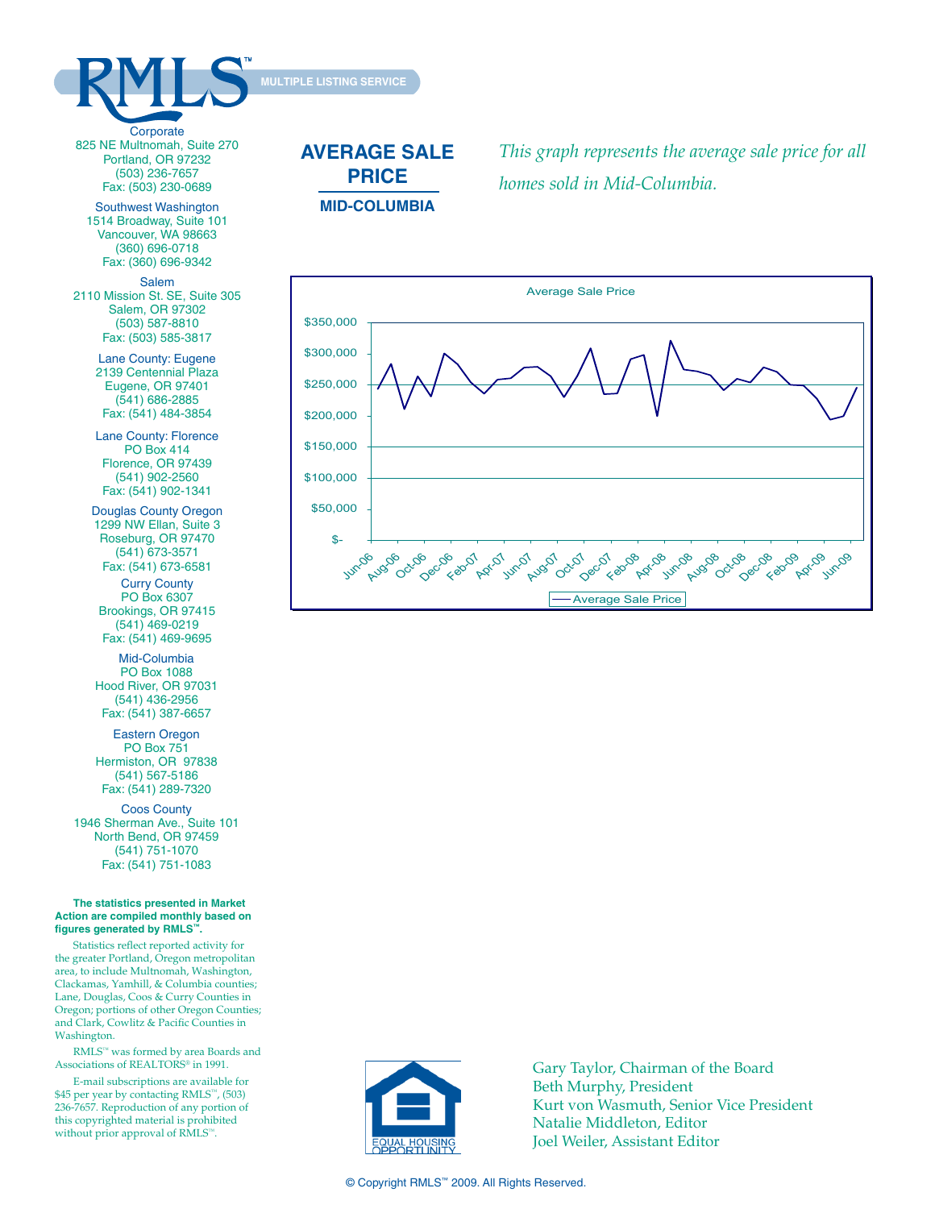RMLS™ MULTIPLE LISTING SERVICE

Corporate
825 NE Multnomah, Suite 270
Portland, OR 97232
(503) 236-7657
Fax: (503) 230-0689

Southwest Washington
1514 Broadway, Suite 101
Vancouver, WA 98663
(360) 696-0718
Fax: (360) 696-9342

Salem
2110 Mission St. SE, Suite 305
Salem, OR 97302
(503) 587-8810
Fax: (503) 585-3817

Lane County: Eugene
2139 Centennial Plaza
Eugene, OR 97401
(541) 686-2885
Fax: (541) 484-3854

Lane County: Florence
PO Box 414
Florence, OR 97439
(541) 902-2560
Fax: (541) 902-1341

Douglas County Oregon
1299 NW Ellan, Suite 3
Roseburg, OR 97470
(541) 673-3571
Fax: (541) 673-6581

Curry County
PO Box 6307
Brookings, OR 97415
(541) 469-0219
Fax: (541) 469-9695

Mid-Columbia
PO Box 1088
Hood River, OR 97031
(541) 436-2956
Fax: (541) 387-6657

Eastern Oregon
PO Box 751
Hermiston, OR 97838
(541) 567-5186
Fax: (541) 289-7320

Coos County
1946 Sherman Ave., Suite 101
North Bend, OR 97459
(541) 751-1070
Fax: (541) 751-1083

**The statistics presented in Market Action are compiled monthly based on figures generated by RMLS™.**

Statistics reflect reported activity for the greater Portland, Oregon metropolitan area, to include Multnomah, Washington, Clackamas, Yamhill, & Columbia counties; Lane, Douglas, Coos & Curry Counties in Oregon; portions of other Oregon Counties; and Clark, Cowlitz & Pacific Counties in Washington.

RMLS™ was formed by area Boards and Associations of REALTORS® in 1991.

E-mail subscriptions are available for $45 per year by contacting RMLS™, (503) 236-7657. Reproduction of any portion of this copyrighted material is prohibited without prior approval of RMLS™.

# AVERAGE SALE PRICE

## MID-COLUMBIA

*This graph represents the average sale price for all homes sold in Mid-Columbia.*

Average Sale Price

$350,000
$300,000
$250,000
$200,000
$150,000
$100,000
$50,000
$-

Jun-06, Aug-06, Oct-06, Dec-06, Feb-07, Apr-07, Jun-07, Aug-07, Oct-07, Dec-07, Feb-08, Apr-08, Jun-08, Aug-08, Oct-08, Dec-08, Feb-09, Apr-09, Jun-09

Average Sale Price

EQUAL HOUSING OPPORTUNITY

Gary Taylor, Chairman of the Board
Beth Murphy, President
Kurt von Wasmuth, Senior Vice President
Natalie Middleton, Editor
Joel Weiler, Assistant Editor

© Copyright RMLS™ 2009. All Rights Reserved.